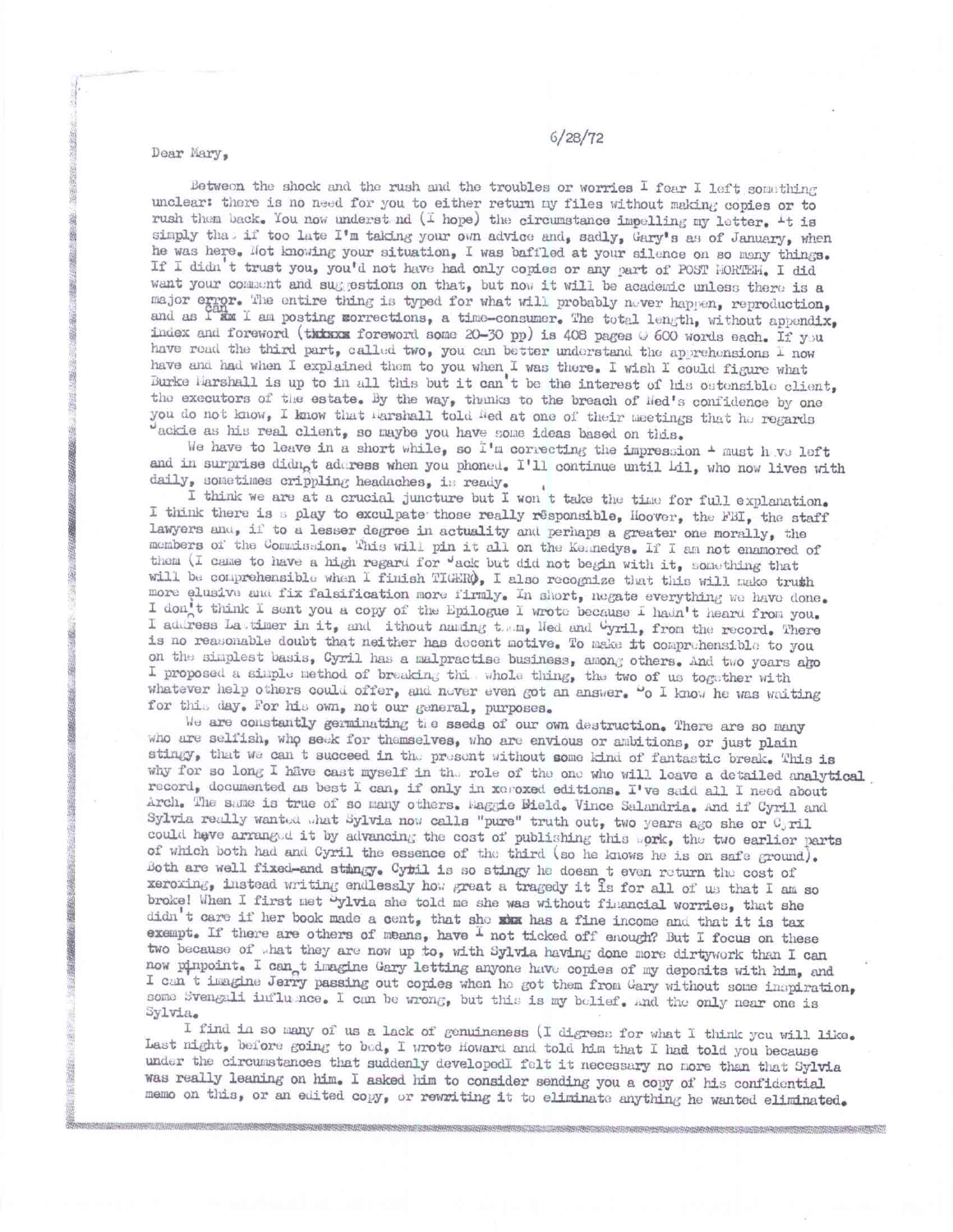6/28/72

Dear Mary,

Between the shock and the rush and the troubles or worries I fear I left something unclear: there is no need for you to either return my files without making copies or to rush them back. You now understand (I hope) the circumstance impelling my letter. It is simply that if too late I'm taking your own advice and, sadly, Gary's as of January, when he was here. Not knowing your situation, I was baffled at your silence on so many things. If I didn't trust you, you'd not have had only copies or any part of POST MORTEM. I did want your comment and suggestions on that, but now it will be academic unless there is a major error. The entire thing is typed for what will probably never happen, reproduction, and as I can I am posting corrections, a time-consumer. The total length, without appendix, index and foreword (foreword some 20-30 pp) is 408 pages @ 600 words each. If you have read the third part, called two, you can better understand the apprehensions I now have and had when I explained them to you when I was there. I wish I could figure what Burke Marshall is up to in all this but it can't be the interest of his ostensible client, the executors of the estate. By the way, thanks to the breach of Ned's confidence by one you do not know, I know that Marshall told Ned at one of their meetings that he regards Jackie as his real client, so maybe you have some ideas based on this.

We have to leave in a short while, so I'm correcting the impression I must have left and in surprise didn't address when you phoned. I'll continue until Lil, who now lives with daily, sometimes crippling headaches, is ready.

I think we are at a crucial juncture but I won't take the time for full explanation. I think there is a play to exculpate those really responsible, Hoover, the FBI, the staff lawyers and, if to a lesser degree in actuality and perhaps a greater one morally, the members of the Commission. This will pin it all on the Kennedys. If I am not enamored of them (I came to have a high regard for Jack but did not begin with it, something that will be comprehensible when I finish TIGER), I also recognize that this will make truth more elusive and fix falsification more firmly. In short, negate everything we have done. I don't think I sent you a copy of the Epilogue I wrote because I hadn't heard from you. I address Lattimer in it, and without naming them, Ned and Cyril, from the record. There is no reasonable doubt that neither has decent motive. To make it comprehensible to you on the simplest basis, Cyril has a malpractise business, among others. And two years ago I proposed a simple method of breaking this whole thing, the two of us together with whatever help others could offer, and never even got an answer. So I know he was waiting for this day. For his own, not our general, purposes.

We are constantly germinating the seeds of our own destruction. There are so many who are selfish, who seek for themselves, who are envious or ambitious, or just plain stingy, that we can't succeed in the present without some kind of fantastic break. This is why for so long I have cast myself in the role of the one who will leave a detailed analytical record, documented as best I can, if only in xeroxed editions. I've said all I need about Arch. The same is true of so many others. Maggie Field. Vince Salandria. And if Cyril and Sylvia really wanted what Sylvia now calls "pure" truth out, two years ago she or Cyril could have arranged it by advancing the cost of publishing this work, the two earlier parts of which both had and Cyril the essence of the third (so he knows he is on safe ground). Both are well fixed-and stingy. Cyril is so stingy he doesn't even return the cost of xeroxing, instead writing endlessly how great a tragedy it is for all of us that I am so broke! When I first met Sylvia she told me she was without financial worries, that she didn't care if her book made a cent, that she has a fine income and that it is tax exempt. If there are others of means, have I not ticked off enough? But I focus on these two because of what they are now up to, with Sylvia having done more dirtywork than I can now pinpoint. I can't imagine Gary letting anyone have copies of my deposits with him, and I can't imagine Jerry passing out copies when he got them from Gary without some inspiration, some Svengali influence. I can be wrong, but this is my belief. And the only near one is Sylvia.

I find in so many of us a lack of genuineness (I digress for what I think you will like. Last night, before going to bed, I wrote Howard and told him that I had told you because under the circumstances that suddenly developed I felt it necessary no more than that Sylvia was really leaning on him. I asked him to consider sending you a copy of his confidential memo on this, or an edited copy, or rewriting it to eliminate anything he wanted eliminated.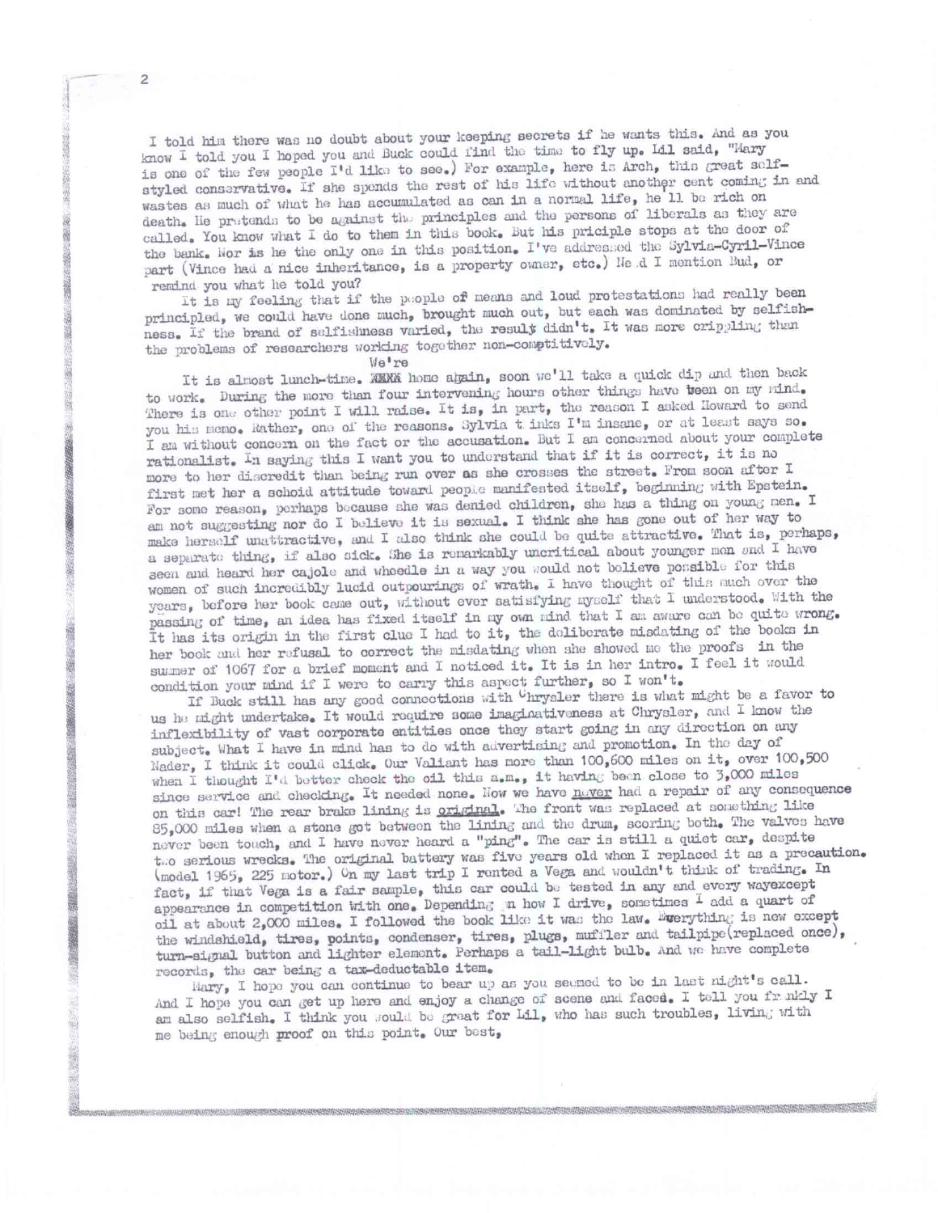I told him there was no doubt about your keeping secrets if he wants this. And as you know I told you I hoped you and Buck could find the time to fly up. Lil said, "Mary is one of the few people I'd like to see.) For example, here is Arch, this great self-styled conservative. If she spends the rest of his life without another cent coming in and wastes as much of what he has accumulated as can in a normal life, he'll be rich on death. He pretends to be against the principles and the persons of liberals as they are called. You know what I do to them in this book. But his priciple stops at the door of the bank. Nor is he the only one in this position. I've addressed the Sylvia-Cyril-Vince part (Vince had a nice inheritance, is a property owner, etc.) Need I mention Bud, or remind you what he told you?

It is my feeling that if the people of means and loud protestations had really been principled, we could have done much, brought much out, but each was dominated by selfishness. If the brand of selfishness varied, the result didn't. It was more crippling than the problems of researchers working together non-competitively.

It is almost lunch-time. ~~XXXX~~ We're home again, soon we'll take a quick dip and then back to work. During the more than four intervening hours other things have been on my mind. There is one other point I will raise. It is, in part, the reason I asked Howard to send you his memo. Rather, one of the reasons. Sylvia thinks I'm insane, or at least says so. I am without concern on the fact or the accusation. But I am concerned about your complete rationalist. In saying this I want you to understand that if it is correct, it is no more to her discredit than being run over as she crosses the street. From soon after I first met her a schoid attitude toward people manifested itself, beginning with Epstein. For some reason, perhaps because she was denied children, she has a thing on young men. I am not suggesting nor do I believe it is sexual. I think she has gone out of her way to make herself unattractive, and I also think she could be quite attractive. That is, perhaps, a separate thing, if also sick. She is remarkably uncritical about younger men and I have seen and heard her cajole and wheedle in a way you would not believe possible for this women of such incredibly lucid outpourings of wrath. I have thought of this much over the years, before her book came out, without ever satisfying myself that I understood. With the passing of time, an idea has fixed itself in my own mind that I am aware can be quite wrong. It has its origin in the first clue I had to it, the deliberate misdating of the books in her book and her refusal to correct the misdating when she showed me the proofs in the summer of 1067 for a brief moment and I noticed it. It is in her intro. I feel it would condition your mind if I were to carry this aspect further, so I won't.

If Buck still has any good connections with Chrysler there is what might be a favor to us he might undertake. It would require some imaginativeness at Chrysler, and I know the inflexibility of vast corporate entities once they start going in any direction on any subject. What I have in mind has to do with advertising and promotion. In the day of Nader, I think it could click. Our Valiant has more than 100,600 miles on it, over 100,500 when I thought I'd better check the oil this a.m., it having been close to 3,000 miles since service and checking. It needed none. Now we have never had a repair of any consequence on this car! The rear brake lining is original. The front was replaced at something like 85,000 miles when a stone got between the lining and the drum, scoring both. The valves have never been touch, and I have never heard a "ping". The car is still a quiet car, despite two serious wrecks. The original battery was five years old when I replaced it as a precaution. (model 1965, 225 motor.) On my last trip I rented a Vega and wouldn't think of trading. In fact, if that Vega is a fair sample, this car could be tested in any and every wayexcept appearance in competition with one. Depending on how I drive, sometimes I add a quart of oil at about 2,000 miles. I followed the book like it was the law. Everything is new except the windshield, tires, points, condenser, tires, plugs, muffler and tailpipe(replaced once), turn-signal button and lighter element. Perhaps a tail-light bulb. And we have complete records, the car being a tax-deductable item.

Mary, I hope you can continue to bear up as you seemed to be in last night's call. And I hope you can get up here and enjoy a change of scene and faces. I tell you frankly I am also selfish. I think you would be great for Lil, who has such troubles, living with me being enough proof on this point. Our best,